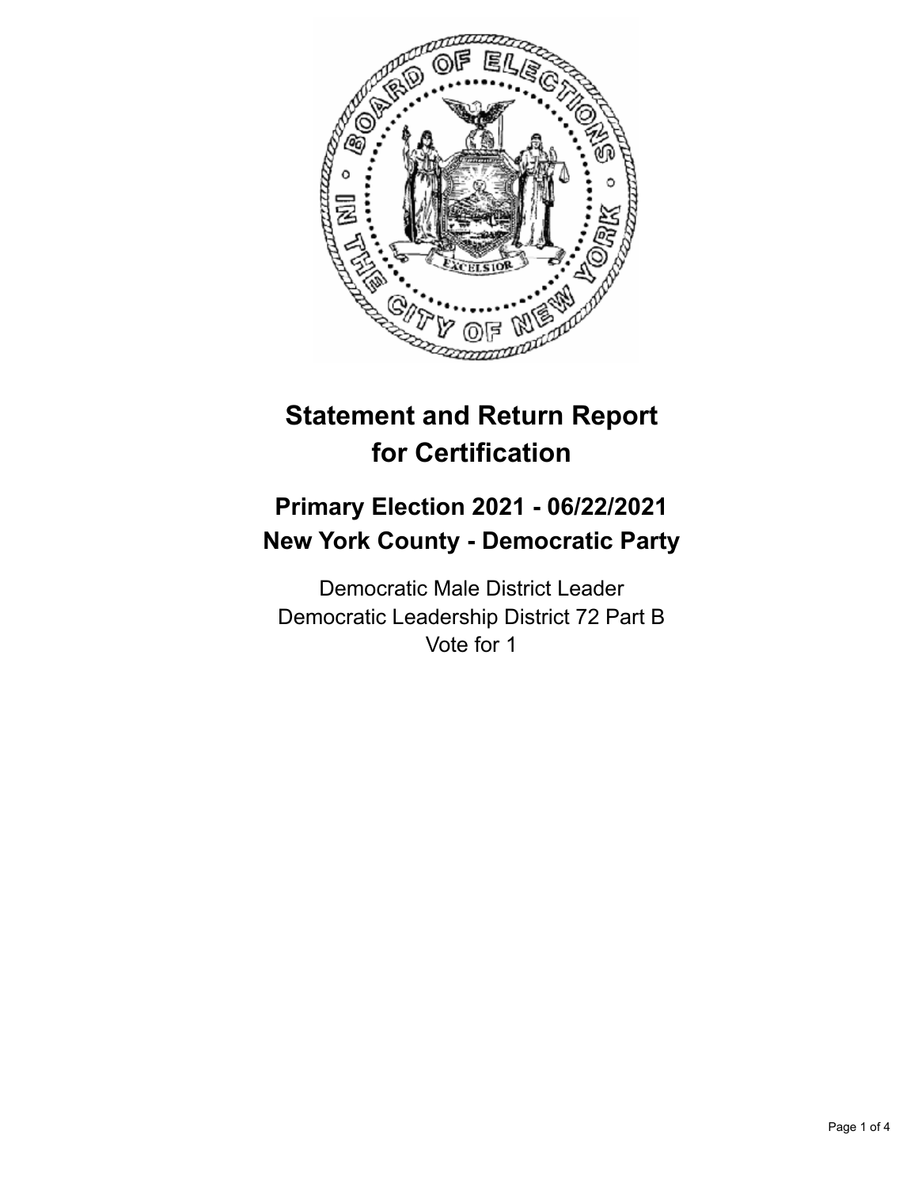# Statement and Return Report for Certification

## Primary Election 2021 - 06/22/2021
## New York County - Democratic Party

Democratic Male District Leader
Democratic Leadership District 72 Part B
Vote for 1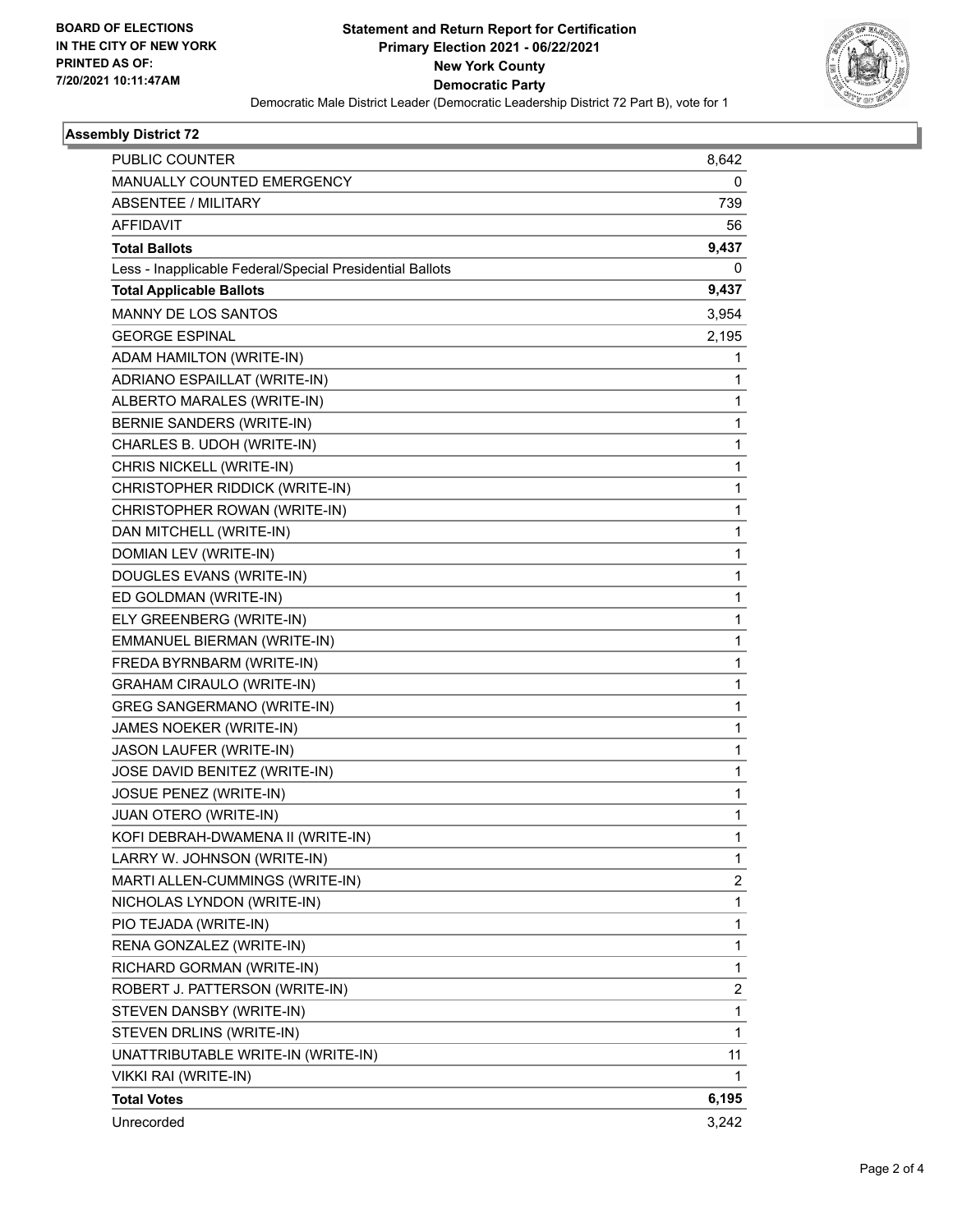BOARD OF ELECTIONS
IN THE CITY OF NEW YORK
PRINTED AS OF:
7/20/2021 10:11:47AM

# Statement and Return Report for Certification
## Primary Election 2021 - 06/22/2021
## New York County
## Democratic Party

Democratic Male District Leader (Democratic Leadership District 72 Part B), vote for 1

### Assembly District 72

| | |
|---|---|
| PUBLIC COUNTER | 8,642 |
| MANUALLY COUNTED EMERGENCY | 0 |
| ABSENTEE / MILITARY | 739 |
| AFFIDAVIT | 56 |
| **Total Ballots** | **9,437** |
| Less - Inapplicable Federal/Special Presidential Ballots | 0 |
| **Total Applicable Ballots** | **9,437** |
| MANNY DE LOS SANTOS | 3,954 |
| GEORGE ESPINAL | 2,195 |
| ADAM HAMILTON (WRITE-IN) | 1 |
| ADRIANO ESPAILLAT (WRITE-IN) | 1 |
| ALBERTO MARALES (WRITE-IN) | 1 |
| BERNIE SANDERS (WRITE-IN) | 1 |
| CHARLES B. UDOH (WRITE-IN) | 1 |
| CHRIS NICKELL (WRITE-IN) | 1 |
| CHRISTOPHER RIDDICK (WRITE-IN) | 1 |
| CHRISTOPHER ROWAN (WRITE-IN) | 1 |
| DAN MITCHELL (WRITE-IN) | 1 |
| DOMIAN LEV (WRITE-IN) | 1 |
| DOUGLES EVANS (WRITE-IN) | 1 |
| ED GOLDMAN (WRITE-IN) | 1 |
| ELY GREENBERG (WRITE-IN) | 1 |
| EMMANUEL BIERMAN (WRITE-IN) | 1 |
| FREDA BYRNBARM (WRITE-IN) | 1 |
| GRAHAM CIRAULO (WRITE-IN) | 1 |
| GREG SANGERMANO (WRITE-IN) | 1 |
| JAMES NOEKER (WRITE-IN) | 1 |
| JASON LAUFER (WRITE-IN) | 1 |
| JOSE DAVID BENITEZ (WRITE-IN) | 1 |
| JOSUE PENEZ (WRITE-IN) | 1 |
| JUAN OTERO (WRITE-IN) | 1 |
| KOFI DEBRAH-DWAMENA II (WRITE-IN) | 1 |
| LARRY W. JOHNSON (WRITE-IN) | 1 |
| MARTI ALLEN-CUMMINGS (WRITE-IN) | 2 |
| NICHOLAS LYNDON (WRITE-IN) | 1 |
| PIO TEJADA (WRITE-IN) | 1 |
| RENA GONZALEZ (WRITE-IN) | 1 |
| RICHARD GORMAN (WRITE-IN) | 1 |
| ROBERT J. PATTERSON (WRITE-IN) | 2 |
| STEVEN DANSBY (WRITE-IN) | 1 |
| STEVEN DRLINS (WRITE-IN) | 1 |
| UNATTRIBUTABLE WRITE-IN (WRITE-IN) | 11 |
| VIKKI RAI (WRITE-IN) | 1 |
| **Total Votes** | **6,195** |
| Unrecorded | 3,242 |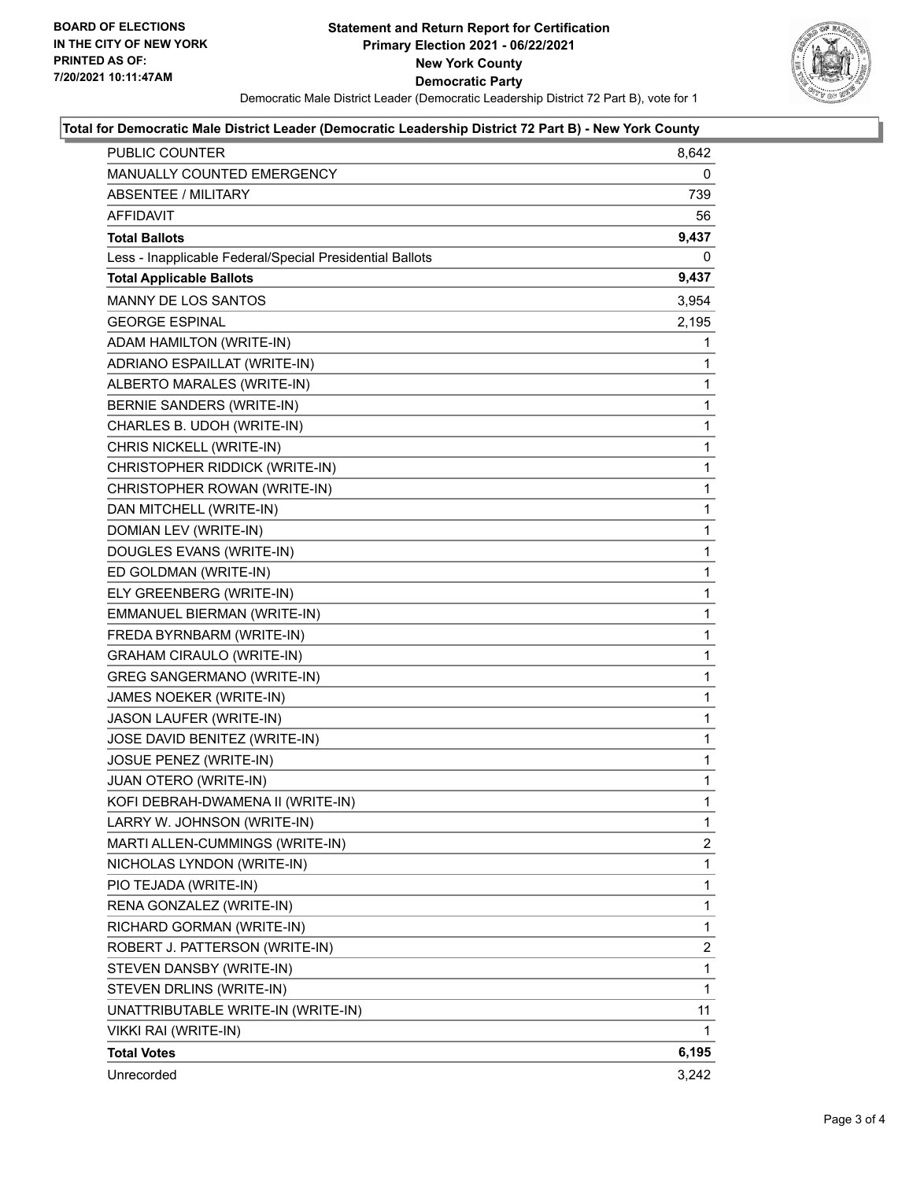**BOARD OF ELECTIONS IN THE CITY OF NEW YORK PRINTED AS OF: 7/20/2021 10:11:47AM**

# Statement and Return Report for Certification
## Primary Election 2021 - 06/22/2021
## New York County
## Democratic Party

Democratic Male District Leader (Democratic Leadership District 72 Part B), vote for 1

### Total for Democratic Male District Leader (Democratic Leadership District 72 Part B) - New York County

| | |
|---|---|
| PUBLIC COUNTER | 8,642 |
| MANUALLY COUNTED EMERGENCY | 0 |
| ABSENTEE / MILITARY | 739 |
| AFFIDAVIT | 56 |
| **Total Ballots** | **9,437** |
| Less - Inapplicable Federal/Special Presidential Ballots | 0 |
| **Total Applicable Ballots** | **9,437** |
| MANNY DE LOS SANTOS | 3,954 |
| GEORGE ESPINAL | 2,195 |
| ADAM HAMILTON (WRITE-IN) | 1 |
| ADRIANO ESPAILLAT (WRITE-IN) | 1 |
| ALBERTO MARALES (WRITE-IN) | 1 |
| BERNIE SANDERS (WRITE-IN) | 1 |
| CHARLES B. UDOH (WRITE-IN) | 1 |
| CHRIS NICKELL (WRITE-IN) | 1 |
| CHRISTOPHER RIDDICK (WRITE-IN) | 1 |
| CHRISTOPHER ROWAN (WRITE-IN) | 1 |
| DAN MITCHELL (WRITE-IN) | 1 |
| DOMIAN LEV (WRITE-IN) | 1 |
| DOUGLES EVANS (WRITE-IN) | 1 |
| ED GOLDMAN (WRITE-IN) | 1 |
| ELY GREENBERG (WRITE-IN) | 1 |
| EMMANUEL BIERMAN (WRITE-IN) | 1 |
| FREDA BYRNBARM (WRITE-IN) | 1 |
| GRAHAM CIRAULO (WRITE-IN) | 1 |
| GREG SANGERMANO (WRITE-IN) | 1 |
| JAMES NOEKER (WRITE-IN) | 1 |
| JASON LAUFER (WRITE-IN) | 1 |
| JOSE DAVID BENITEZ (WRITE-IN) | 1 |
| JOSUE PENEZ (WRITE-IN) | 1 |
| JUAN OTERO (WRITE-IN) | 1 |
| KOFI DEBRAH-DWAMENA II (WRITE-IN) | 1 |
| LARRY W. JOHNSON (WRITE-IN) | 1 |
| MARTI ALLEN-CUMMINGS (WRITE-IN) | 2 |
| NICHOLAS LYNDON (WRITE-IN) | 1 |
| PIO TEJADA (WRITE-IN) | 1 |
| RENA GONZALEZ (WRITE-IN) | 1 |
| RICHARD GORMAN (WRITE-IN) | 1 |
| ROBERT J. PATTERSON (WRITE-IN) | 2 |
| STEVEN DANSBY (WRITE-IN) | 1 |
| STEVEN DRLINS (WRITE-IN) | 1 |
| UNATTRIBUTABLE WRITE-IN (WRITE-IN) | 11 |
| VIKKI RAI (WRITE-IN) | 1 |
| **Total Votes** | **6,195** |
| Unrecorded | 3,242 |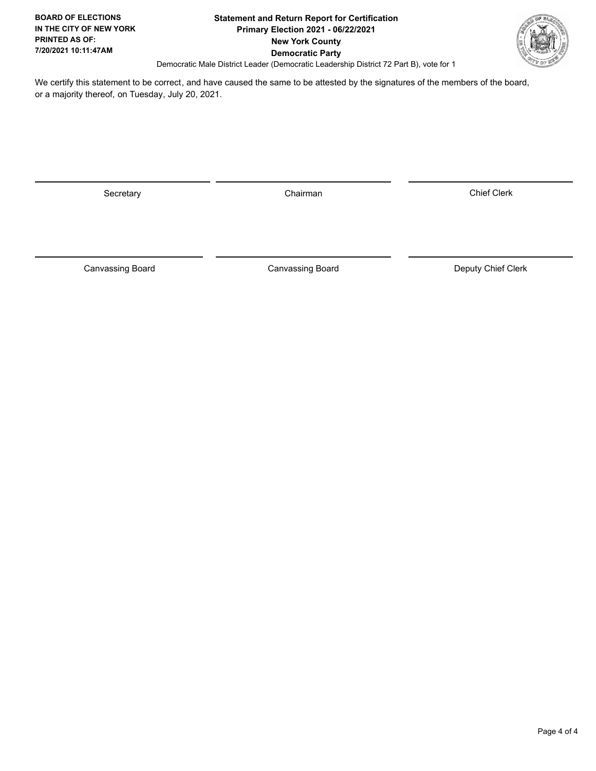**BOARD OF ELECTIONS**
**IN THE CITY OF NEW YORK**
**PRINTED AS OF:**
**7/20/2021 10:11:47AM**

**Statement and Return Report for Certification**
**Primary Election 2021 - 06/22/2021**
**New York County**
**Democratic Party**

Democratic Male District Leader (Democratic Leadership District 72 Part B), vote for 1

We certify this statement to be correct, and have caused the same to be attested by the signatures of the members of the board, or a majority thereof, on Tuesday, July 20, 2021.

| | | |
|---|---|---|
| Secretary | Chairman | Chief Clerk |
| Canvassing Board | Canvassing Board | Deputy Chief Clerk |